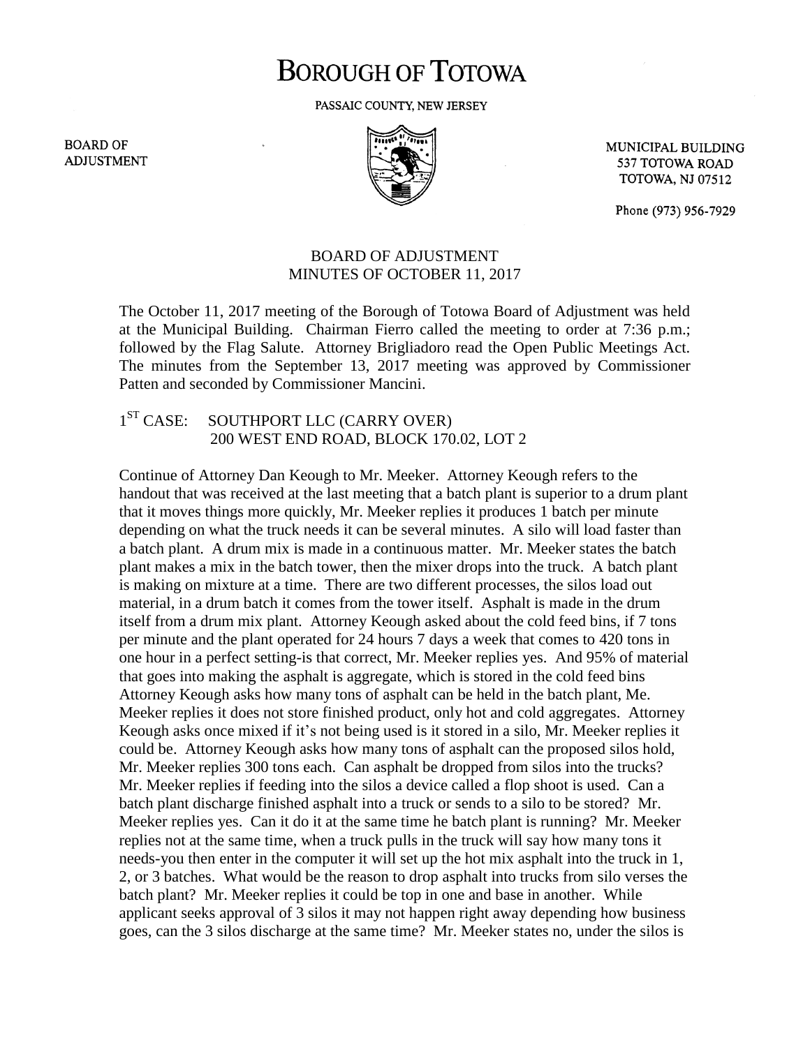# BOROUGH OF TOTOWA

PASSAIC COUNTY, NEW JERSEY

BOARD OF ADJUSTMENT

MUNICIPAL BUILDING
537 TOTOWA ROAD
TOTOWA, NJ 07512

Phone (973) 956-7929

## BOARD OF ADJUSTMENT
## MINUTES OF OCTOBER 11, 2017

The October 11, 2017 meeting of the Borough of Totowa Board of Adjustment was held at the Municipal Building. Chairman Fierro called the meeting to order at 7:36 p.m.; followed by the Flag Salute. Attorney Brigliadoro read the Open Public Meetings Act. The minutes from the September 13, 2017 meeting was approved by Commissioner Patten and seconded by Commissioner Mancini.

1ST CASE: SOUTHPORT LLC (CARRY OVER)
200 WEST END ROAD, BLOCK 170.02, LOT 2

Continue of Attorney Dan Keough to Mr. Meeker. Attorney Keough refers to the handout that was received at the last meeting that a batch plant is superior to a drum plant that it moves things more quickly, Mr. Meeker replies it produces 1 batch per minute depending on what the truck needs it can be several minutes. A silo will load faster than a batch plant. A drum mix is made in a continuous matter. Mr. Meeker states the batch plant makes a mix in the batch tower, then the mixer drops into the truck. A batch plant is making on mixture at a time. There are two different processes, the silos load out material, in a drum batch it comes from the tower itself. Asphalt is made in the drum itself from a drum mix plant. Attorney Keough asked about the cold feed bins, if 7 tons per minute and the plant operated for 24 hours 7 days a week that comes to 420 tons in one hour in a perfect setting-is that correct, Mr. Meeker replies yes. And 95% of material that goes into making the asphalt is aggregate, which is stored in the cold feed bins Attorney Keough asks how many tons of asphalt can be held in the batch plant, Me. Meeker replies it does not store finished product, only hot and cold aggregates. Attorney Keough asks once mixed if it's not being used is it stored in a silo, Mr. Meeker replies it could be. Attorney Keough asks how many tons of asphalt can the proposed silos hold, Mr. Meeker replies 300 tons each. Can asphalt be dropped from silos into the trucks? Mr. Meeker replies if feeding into the silos a device called a flop shoot is used. Can a batch plant discharge finished asphalt into a truck or sends to a silo to be stored? Mr. Meeker replies yes. Can it do it at the same time he batch plant is running? Mr. Meeker replies not at the same time, when a truck pulls in the truck will say how many tons it needs-you then enter in the computer it will set up the hot mix asphalt into the truck in 1, 2, or 3 batches. What would be the reason to drop asphalt into trucks from silo verses the batch plant? Mr. Meeker replies it could be top in one and base in another. While applicant seeks approval of 3 silos it may not happen right away depending how business goes, can the 3 silos discharge at the same time? Mr. Meeker states no, under the silos is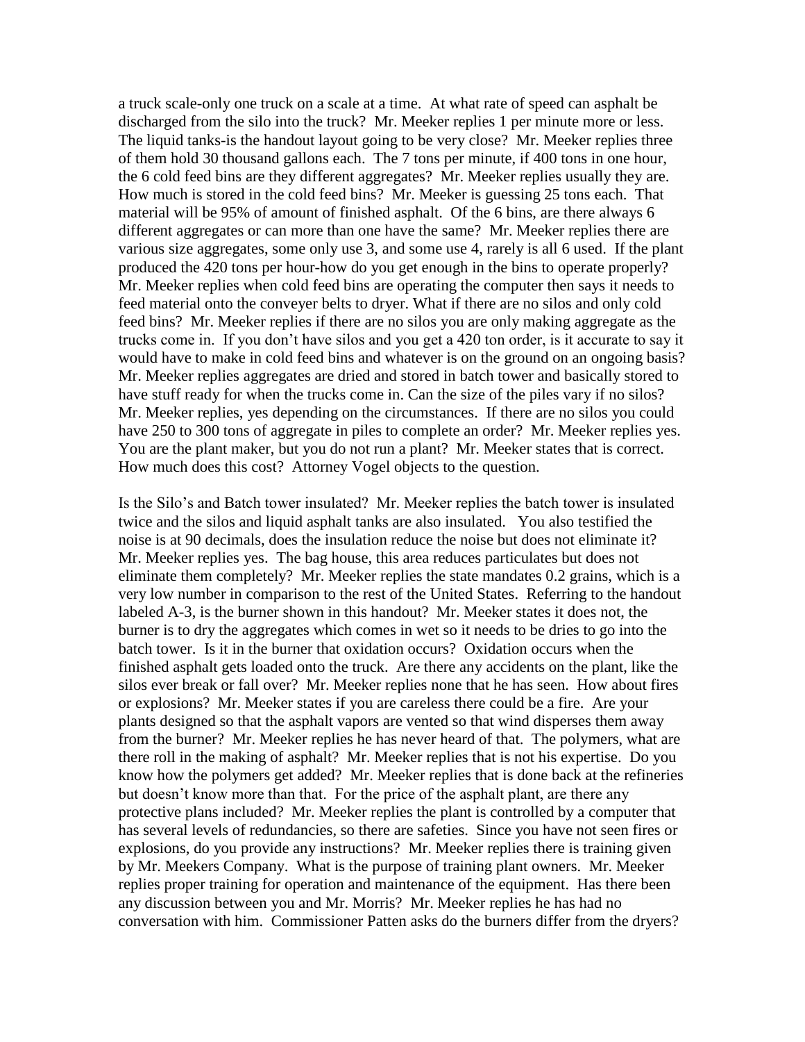a truck scale-only one truck on a scale at a time. At what rate of speed can asphalt be discharged from the silo into the truck? Mr. Meeker replies 1 per minute more or less. The liquid tanks-is the handout layout going to be very close? Mr. Meeker replies three of them hold 30 thousand gallons each. The 7 tons per minute, if 400 tons in one hour, the 6 cold feed bins are they different aggregates? Mr. Meeker replies usually they are. How much is stored in the cold feed bins? Mr. Meeker is guessing 25 tons each. That material will be 95% of amount of finished asphalt. Of the 6 bins, are there always 6 different aggregates or can more than one have the same? Mr. Meeker replies there are various size aggregates, some only use 3, and some use 4, rarely is all 6 used. If the plant produced the 420 tons per hour-how do you get enough in the bins to operate properly? Mr. Meeker replies when cold feed bins are operating the computer then says it needs to feed material onto the conveyer belts to dryer. What if there are no silos and only cold feed bins? Mr. Meeker replies if there are no silos you are only making aggregate as the trucks come in. If you don't have silos and you get a 420 ton order, is it accurate to say it would have to make in cold feed bins and whatever is on the ground on an ongoing basis? Mr. Meeker replies aggregates are dried and stored in batch tower and basically stored to have stuff ready for when the trucks come in. Can the size of the piles vary if no silos? Mr. Meeker replies, yes depending on the circumstances. If there are no silos you could have 250 to 300 tons of aggregate in piles to complete an order? Mr. Meeker replies yes. You are the plant maker, but you do not run a plant? Mr. Meeker states that is correct. How much does this cost? Attorney Vogel objects to the question.

Is the Silo's and Batch tower insulated? Mr. Meeker replies the batch tower is insulated twice and the silos and liquid asphalt tanks are also insulated. You also testified the noise is at 90 decimals, does the insulation reduce the noise but does not eliminate it? Mr. Meeker replies yes. The bag house, this area reduces particulates but does not eliminate them completely? Mr. Meeker replies the state mandates 0.2 grains, which is a very low number in comparison to the rest of the United States. Referring to the handout labeled A-3, is the burner shown in this handout? Mr. Meeker states it does not, the burner is to dry the aggregates which comes in wet so it needs to be dries to go into the batch tower. Is it in the burner that oxidation occurs? Oxidation occurs when the finished asphalt gets loaded onto the truck. Are there any accidents on the plant, like the silos ever break or fall over? Mr. Meeker replies none that he has seen. How about fires or explosions? Mr. Meeker states if you are careless there could be a fire. Are your plants designed so that the asphalt vapors are vented so that wind disperses them away from the burner? Mr. Meeker replies he has never heard of that. The polymers, what are there roll in the making of asphalt? Mr. Meeker replies that is not his expertise. Do you know how the polymers get added? Mr. Meeker replies that is done back at the refineries but doesn't know more than that. For the price of the asphalt plant, are there any protective plans included? Mr. Meeker replies the plant is controlled by a computer that has several levels of redundancies, so there are safeties. Since you have not seen fires or explosions, do you provide any instructions? Mr. Meeker replies there is training given by Mr. Meekers Company. What is the purpose of training plant owners. Mr. Meeker replies proper training for operation and maintenance of the equipment. Has there been any discussion between you and Mr. Morris? Mr. Meeker replies he has had no conversation with him. Commissioner Patten asks do the burners differ from the dryers?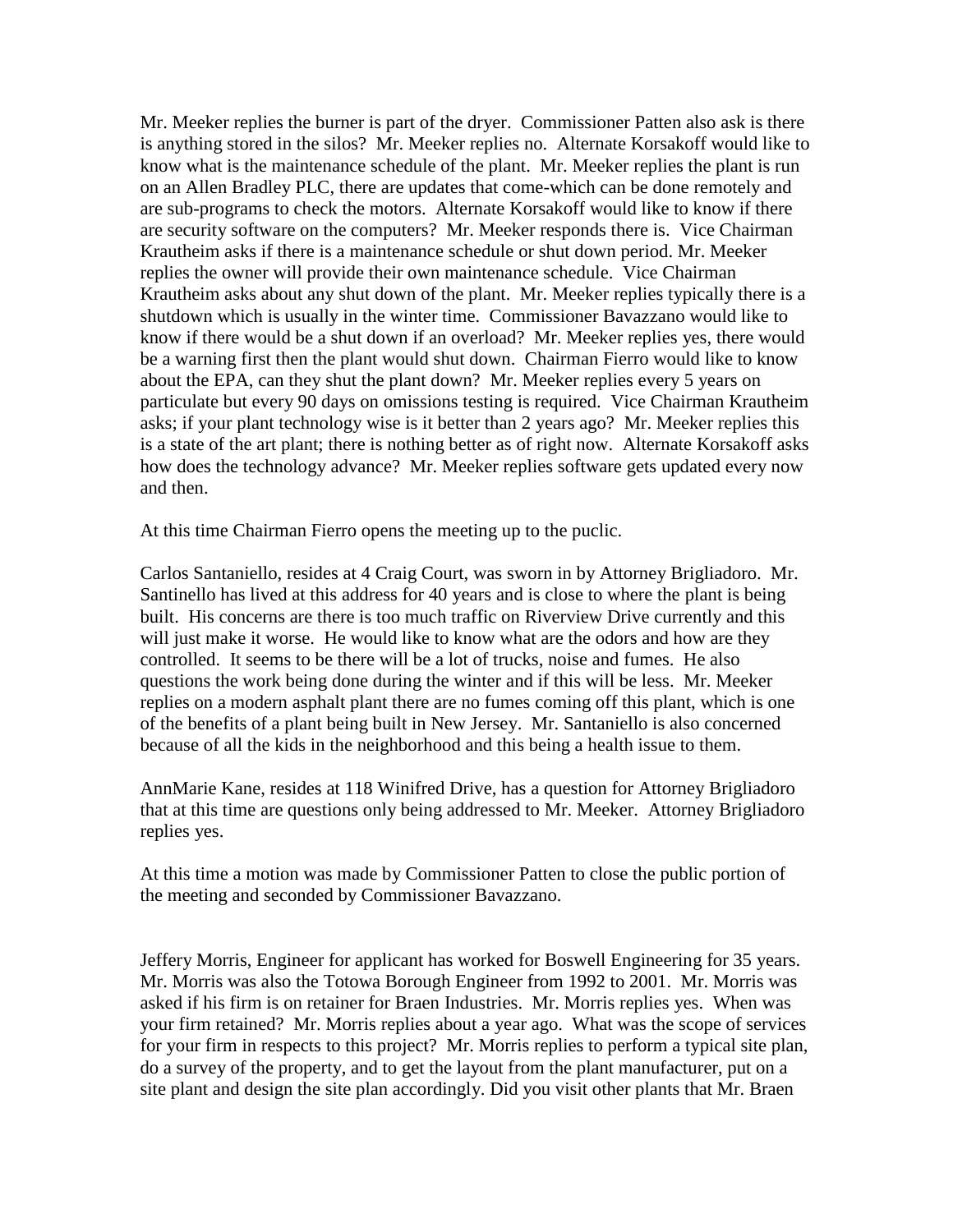Mr. Meeker replies the burner is part of the dryer. Commissioner Patten also ask is there is anything stored in the silos? Mr. Meeker replies no. Alternate Korsakoff would like to know what is the maintenance schedule of the plant. Mr. Meeker replies the plant is run on an Allen Bradley PLC, there are updates that come-which can be done remotely and are sub-programs to check the motors. Alternate Korsakoff would like to know if there are security software on the computers? Mr. Meeker responds there is. Vice Chairman Krautheim asks if there is a maintenance schedule or shut down period. Mr. Meeker replies the owner will provide their own maintenance schedule. Vice Chairman Krautheim asks about any shut down of the plant. Mr. Meeker replies typically there is a shutdown which is usually in the winter time. Commissioner Bavazzano would like to know if there would be a shut down if an overload? Mr. Meeker replies yes, there would be a warning first then the plant would shut down. Chairman Fierro would like to know about the EPA, can they shut the plant down? Mr. Meeker replies every 5 years on particulate but every 90 days on omissions testing is required. Vice Chairman Krautheim asks; if your plant technology wise is it better than 2 years ago? Mr. Meeker replies this is a state of the art plant; there is nothing better as of right now. Alternate Korsakoff asks how does the technology advance? Mr. Meeker replies software gets updated every now and then.

At this time Chairman Fierro opens the meeting up to the puclic.

Carlos Santaniello, resides at 4 Craig Court, was sworn in by Attorney Brigliadoro. Mr. Santinello has lived at this address for 40 years and is close to where the plant is being built. His concerns are there is too much traffic on Riverview Drive currently and this will just make it worse. He would like to know what are the odors and how are they controlled. It seems to be there will be a lot of trucks, noise and fumes. He also questions the work being done during the winter and if this will be less. Mr. Meeker replies on a modern asphalt plant there are no fumes coming off this plant, which is one of the benefits of a plant being built in New Jersey. Mr. Santaniello is also concerned because of all the kids in the neighborhood and this being a health issue to them.

AnnMarie Kane, resides at 118 Winifred Drive, has a question for Attorney Brigliadoro that at this time are questions only being addressed to Mr. Meeker. Attorney Brigliadoro replies yes.

At this time a motion was made by Commissioner Patten to close the public portion of the meeting and seconded by Commissioner Bavazzano.

Jeffery Morris, Engineer for applicant has worked for Boswell Engineering for 35 years. Mr. Morris was also the Totowa Borough Engineer from 1992 to 2001. Mr. Morris was asked if his firm is on retainer for Braen Industries. Mr. Morris replies yes. When was your firm retained? Mr. Morris replies about a year ago. What was the scope of services for your firm in respects to this project? Mr. Morris replies to perform a typical site plan, do a survey of the property, and to get the layout from the plant manufacturer, put on a site plant and design the site plan accordingly. Did you visit other plants that Mr. Braen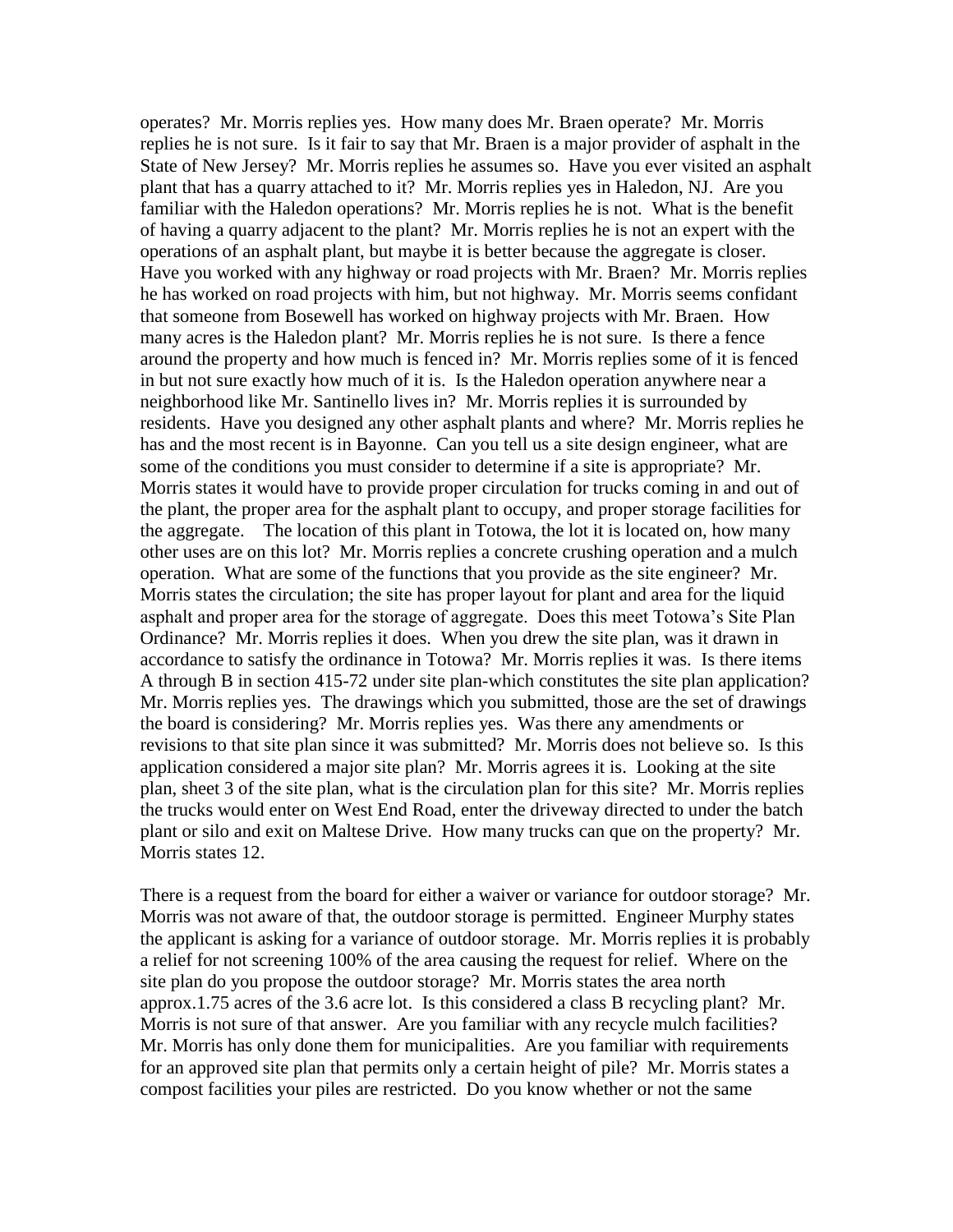operates? Mr. Morris replies yes. How many does Mr. Braen operate? Mr. Morris replies he is not sure. Is it fair to say that Mr. Braen is a major provider of asphalt in the State of New Jersey? Mr. Morris replies he assumes so. Have you ever visited an asphalt plant that has a quarry attached to it? Mr. Morris replies yes in Haledon, NJ. Are you familiar with the Haledon operations? Mr. Morris replies he is not. What is the benefit of having a quarry adjacent to the plant? Mr. Morris replies he is not an expert with the operations of an asphalt plant, but maybe it is better because the aggregate is closer. Have you worked with any highway or road projects with Mr. Braen? Mr. Morris replies he has worked on road projects with him, but not highway. Mr. Morris seems confidant that someone from Bosewell has worked on highway projects with Mr. Braen. How many acres is the Haledon plant? Mr. Morris replies he is not sure. Is there a fence around the property and how much is fenced in? Mr. Morris replies some of it is fenced in but not sure exactly how much of it is. Is the Haledon operation anywhere near a neighborhood like Mr. Santinello lives in? Mr. Morris replies it is surrounded by residents. Have you designed any other asphalt plants and where? Mr. Morris replies he has and the most recent is in Bayonne. Can you tell us a site design engineer, what are some of the conditions you must consider to determine if a site is appropriate? Mr. Morris states it would have to provide proper circulation for trucks coming in and out of the plant, the proper area for the asphalt plant to occupy, and proper storage facilities for the aggregate. The location of this plant in Totowa, the lot it is located on, how many other uses are on this lot? Mr. Morris replies a concrete crushing operation and a mulch operation. What are some of the functions that you provide as the site engineer? Mr. Morris states the circulation; the site has proper layout for plant and area for the liquid asphalt and proper area for the storage of aggregate. Does this meet Totowa's Site Plan Ordinance? Mr. Morris replies it does. When you drew the site plan, was it drawn in accordance to satisfy the ordinance in Totowa? Mr. Morris replies it was. Is there items A through B in section 415-72 under site plan-which constitutes the site plan application? Mr. Morris replies yes. The drawings which you submitted, those are the set of drawings the board is considering? Mr. Morris replies yes. Was there any amendments or revisions to that site plan since it was submitted? Mr. Morris does not believe so. Is this application considered a major site plan? Mr. Morris agrees it is. Looking at the site plan, sheet 3 of the site plan, what is the circulation plan for this site? Mr. Morris replies the trucks would enter on West End Road, enter the driveway directed to under the batch plant or silo and exit on Maltese Drive. How many trucks can que on the property? Mr. Morris states 12.

There is a request from the board for either a waiver or variance for outdoor storage? Mr. Morris was not aware of that, the outdoor storage is permitted. Engineer Murphy states the applicant is asking for a variance of outdoor storage. Mr. Morris replies it is probably a relief for not screening 100% of the area causing the request for relief. Where on the site plan do you propose the outdoor storage? Mr. Morris states the area north approx.1.75 acres of the 3.6 acre lot. Is this considered a class B recycling plant? Mr. Morris is not sure of that answer. Are you familiar with any recycle mulch facilities? Mr. Morris has only done them for municipalities. Are you familiar with requirements for an approved site plan that permits only a certain height of pile? Mr. Morris states a compost facilities your piles are restricted. Do you know whether or not the same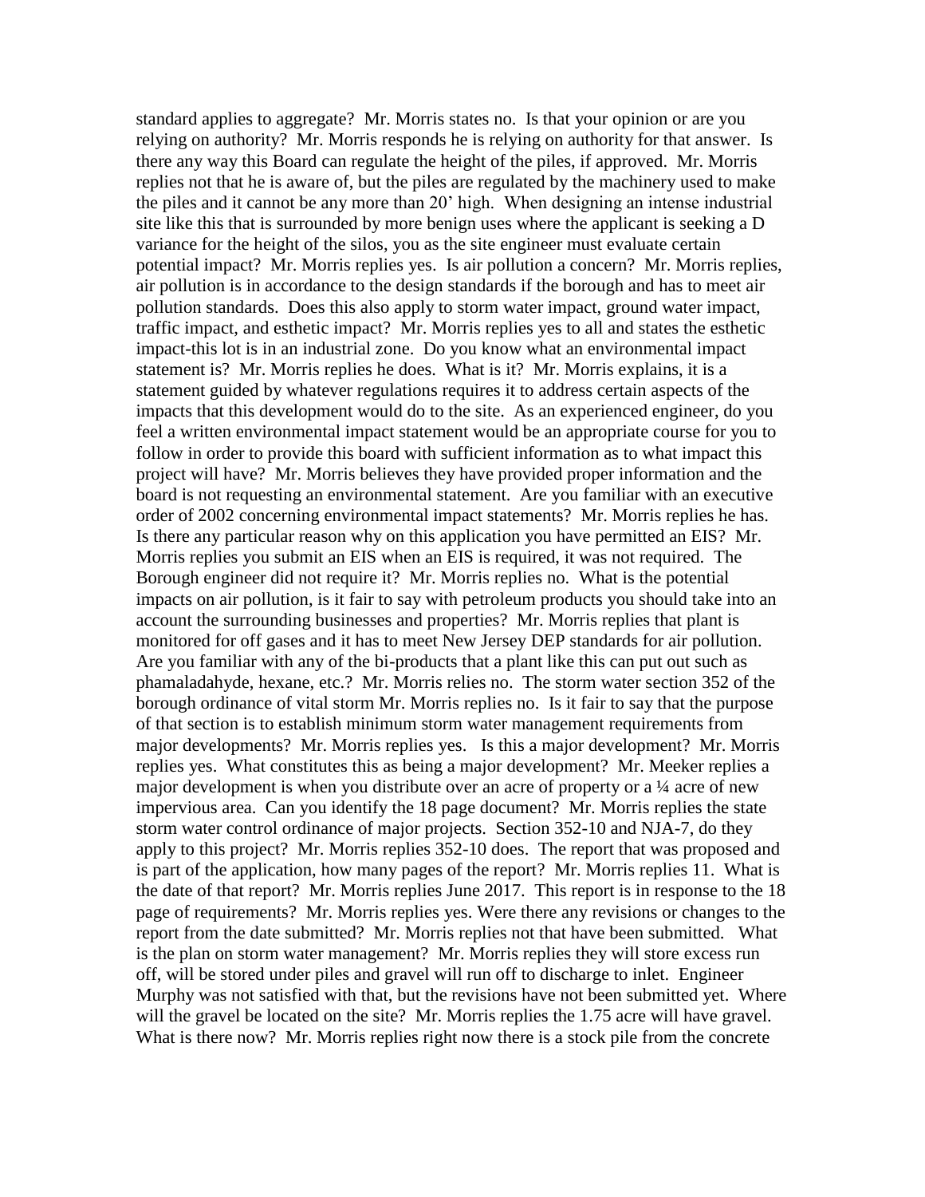standard applies to aggregate? Mr. Morris states no. Is that your opinion or are you relying on authority? Mr. Morris responds he is relying on authority for that answer. Is there any way this Board can regulate the height of the piles, if approved. Mr. Morris replies not that he is aware of, but the piles are regulated by the machinery used to make the piles and it cannot be any more than 20' high. When designing an intense industrial site like this that is surrounded by more benign uses where the applicant is seeking a D variance for the height of the silos, you as the site engineer must evaluate certain potential impact? Mr. Morris replies yes. Is air pollution a concern? Mr. Morris replies, air pollution is in accordance to the design standards if the borough and has to meet air pollution standards. Does this also apply to storm water impact, ground water impact, traffic impact, and esthetic impact? Mr. Morris replies yes to all and states the esthetic impact-this lot is in an industrial zone. Do you know what an environmental impact statement is? Mr. Morris replies he does. What is it? Mr. Morris explains, it is a statement guided by whatever regulations requires it to address certain aspects of the impacts that this development would do to the site. As an experienced engineer, do you feel a written environmental impact statement would be an appropriate course for you to follow in order to provide this board with sufficient information as to what impact this project will have? Mr. Morris believes they have provided proper information and the board is not requesting an environmental statement. Are you familiar with an executive order of 2002 concerning environmental impact statements? Mr. Morris replies he has. Is there any particular reason why on this application you have permitted an EIS? Mr. Morris replies you submit an EIS when an EIS is required, it was not required. The Borough engineer did not require it? Mr. Morris replies no. What is the potential impacts on air pollution, is it fair to say with petroleum products you should take into an account the surrounding businesses and properties? Mr. Morris replies that plant is monitored for off gases and it has to meet New Jersey DEP standards for air pollution. Are you familiar with any of the bi-products that a plant like this can put out such as phamaladahyde, hexane, etc.? Mr. Morris relies no. The storm water section 352 of the borough ordinance of vital storm Mr. Morris replies no. Is it fair to say that the purpose of that section is to establish minimum storm water management requirements from major developments? Mr. Morris replies yes. Is this a major development? Mr. Morris replies yes. What constitutes this as being a major development? Mr. Meeker replies a major development is when you distribute over an acre of property or a ¼ acre of new impervious area. Can you identify the 18 page document? Mr. Morris replies the state storm water control ordinance of major projects. Section 352-10 and NJA-7, do they apply to this project? Mr. Morris replies 352-10 does. The report that was proposed and is part of the application, how many pages of the report? Mr. Morris replies 11. What is the date of that report? Mr. Morris replies June 2017. This report is in response to the 18 page of requirements? Mr. Morris replies yes. Were there any revisions or changes to the report from the date submitted? Mr. Morris replies not that have been submitted. What is the plan on storm water management? Mr. Morris replies they will store excess run off, will be stored under piles and gravel will run off to discharge to inlet. Engineer Murphy was not satisfied with that, but the revisions have not been submitted yet. Where will the gravel be located on the site? Mr. Morris replies the 1.75 acre will have gravel. What is there now? Mr. Morris replies right now there is a stock pile from the concrete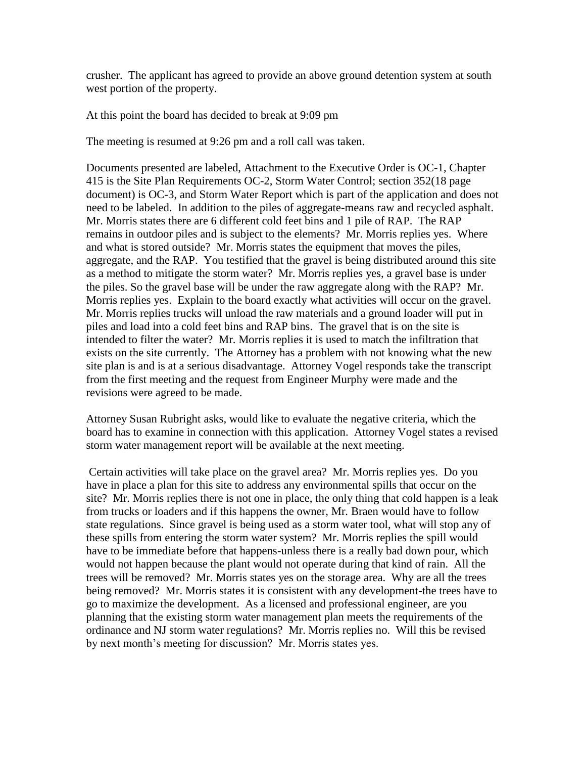crusher. The applicant has agreed to provide an above ground detention system at south west portion of the property.

At this point the board has decided to break at 9:09 pm

The meeting is resumed at 9:26 pm and a roll call was taken.

Documents presented are labeled, Attachment to the Executive Order is OC-1, Chapter 415 is the Site Plan Requirements OC-2, Storm Water Control; section 352(18 page document) is OC-3, and Storm Water Report which is part of the application and does not need to be labeled. In addition to the piles of aggregate-means raw and recycled asphalt. Mr. Morris states there are 6 different cold feet bins and 1 pile of RAP. The RAP remains in outdoor piles and is subject to the elements? Mr. Morris replies yes. Where and what is stored outside? Mr. Morris states the equipment that moves the piles, aggregate, and the RAP. You testified that the gravel is being distributed around this site as a method to mitigate the storm water? Mr. Morris replies yes, a gravel base is under the piles. So the gravel base will be under the raw aggregate along with the RAP? Mr. Morris replies yes. Explain to the board exactly what activities will occur on the gravel. Mr. Morris replies trucks will unload the raw materials and a ground loader will put in piles and load into a cold feet bins and RAP bins. The gravel that is on the site is intended to filter the water? Mr. Morris replies it is used to match the infiltration that exists on the site currently. The Attorney has a problem with not knowing what the new site plan is and is at a serious disadvantage. Attorney Vogel responds take the transcript from the first meeting and the request from Engineer Murphy were made and the revisions were agreed to be made.

Attorney Susan Rubright asks, would like to evaluate the negative criteria, which the board has to examine in connection with this application. Attorney Vogel states a revised storm water management report will be available at the next meeting.

Certain activities will take place on the gravel area? Mr. Morris replies yes. Do you have in place a plan for this site to address any environmental spills that occur on the site? Mr. Morris replies there is not one in place, the only thing that cold happen is a leak from trucks or loaders and if this happens the owner, Mr. Braen would have to follow state regulations. Since gravel is being used as a storm water tool, what will stop any of these spills from entering the storm water system? Mr. Morris replies the spill would have to be immediate before that happens-unless there is a really bad down pour, which would not happen because the plant would not operate during that kind of rain. All the trees will be removed? Mr. Morris states yes on the storage area. Why are all the trees being removed? Mr. Morris states it is consistent with any development-the trees have to go to maximize the development. As a licensed and professional engineer, are you planning that the existing storm water management plan meets the requirements of the ordinance and NJ storm water regulations? Mr. Morris replies no. Will this be revised by next month's meeting for discussion? Mr. Morris states yes.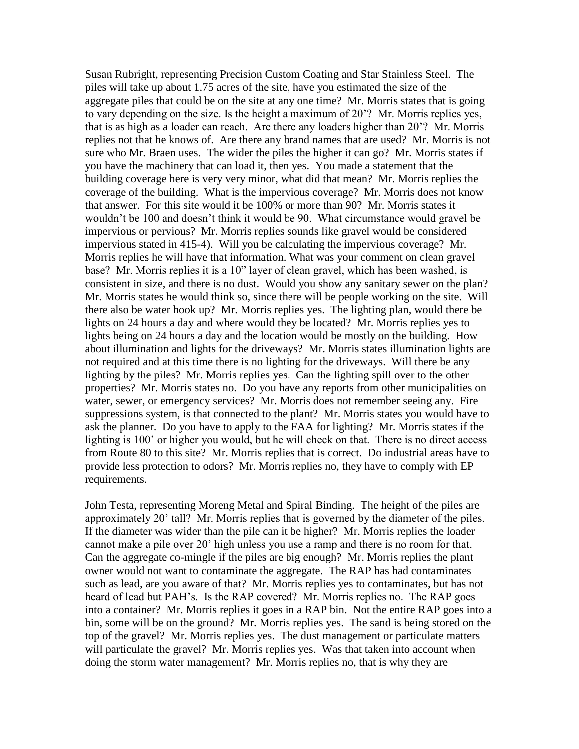Susan Rubright, representing Precision Custom Coating and Star Stainless Steel. The piles will take up about 1.75 acres of the site, have you estimated the size of the aggregate piles that could be on the site at any one time? Mr. Morris states that is going to vary depending on the size. Is the height a maximum of 20'? Mr. Morris replies yes, that is as high as a loader can reach. Are there any loaders higher than 20'? Mr. Morris replies not that he knows of. Are there any brand names that are used? Mr. Morris is not sure who Mr. Braen uses. The wider the piles the higher it can go? Mr. Morris states if you have the machinery that can load it, then yes. You made a statement that the building coverage here is very very minor, what did that mean? Mr. Morris replies the coverage of the building. What is the impervious coverage? Mr. Morris does not know that answer. For this site would it be 100% or more than 90? Mr. Morris states it wouldn't be 100 and doesn't think it would be 90. What circumstance would gravel be impervious or pervious? Mr. Morris replies sounds like gravel would be considered impervious stated in 415-4). Will you be calculating the impervious coverage? Mr. Morris replies he will have that information. What was your comment on clean gravel base? Mr. Morris replies it is a 10" layer of clean gravel, which has been washed, is consistent in size, and there is no dust. Would you show any sanitary sewer on the plan? Mr. Morris states he would think so, since there will be people working on the site. Will there also be water hook up? Mr. Morris replies yes. The lighting plan, would there be lights on 24 hours a day and where would they be located? Mr. Morris replies yes to lights being on 24 hours a day and the location would be mostly on the building. How about illumination and lights for the driveways? Mr. Morris states illumination lights are not required and at this time there is no lighting for the driveways. Will there be any lighting by the piles? Mr. Morris replies yes. Can the lighting spill over to the other properties? Mr. Morris states no. Do you have any reports from other municipalities on water, sewer, or emergency services? Mr. Morris does not remember seeing any. Fire suppressions system, is that connected to the plant? Mr. Morris states you would have to ask the planner. Do you have to apply to the FAA for lighting? Mr. Morris states if the lighting is 100' or higher you would, but he will check on that. There is no direct access from Route 80 to this site? Mr. Morris replies that is correct. Do industrial areas have to provide less protection to odors? Mr. Morris replies no, they have to comply with EP requirements.

John Testa, representing Moreng Metal and Spiral Binding. The height of the piles are approximately 20' tall? Mr. Morris replies that is governed by the diameter of the piles. If the diameter was wider than the pile can it be higher? Mr. Morris replies the loader cannot make a pile over 20' high unless you use a ramp and there is no room for that. Can the aggregate co-mingle if the piles are big enough? Mr. Morris replies the plant owner would not want to contaminate the aggregate. The RAP has had contaminates such as lead, are you aware of that? Mr. Morris replies yes to contaminates, but has not heard of lead but PAH's. Is the RAP covered? Mr. Morris replies no. The RAP goes into a container? Mr. Morris replies it goes in a RAP bin. Not the entire RAP goes into a bin, some will be on the ground? Mr. Morris replies yes. The sand is being stored on the top of the gravel? Mr. Morris replies yes. The dust management or particulate matters will particulate the gravel? Mr. Morris replies yes. Was that taken into account when doing the storm water management? Mr. Morris replies no, that is why they are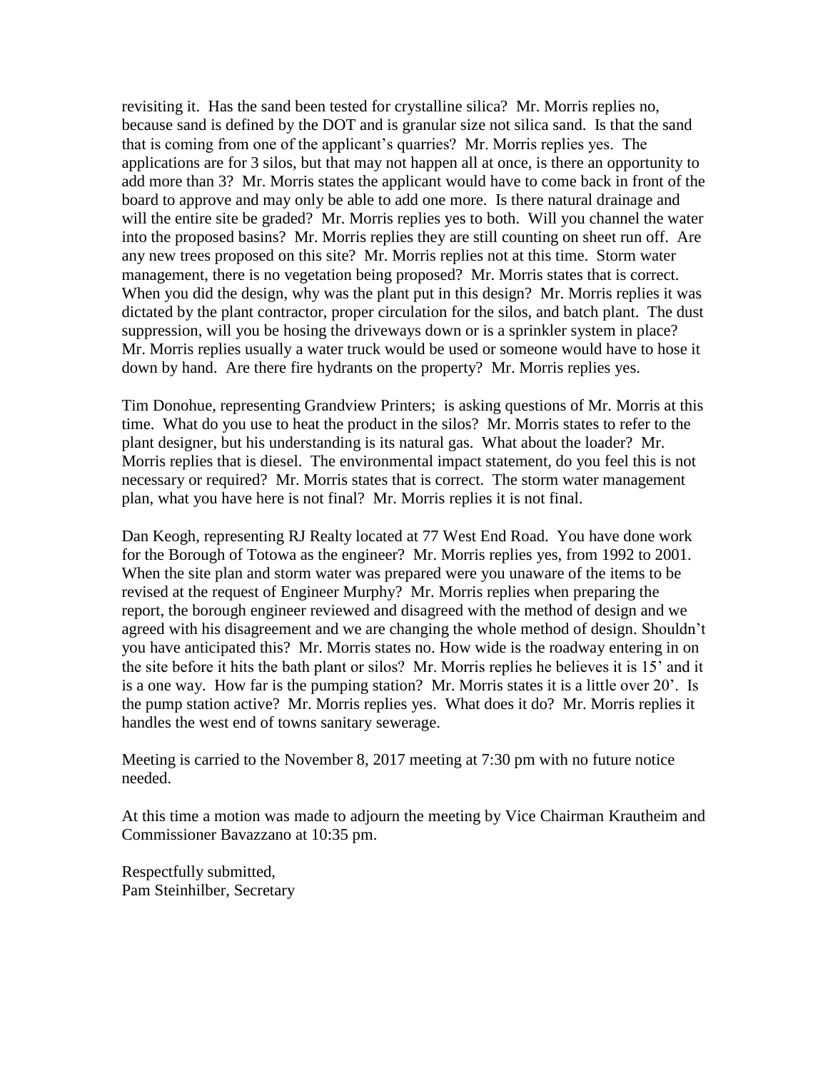revisiting it. Has the sand been tested for crystalline silica? Mr. Morris replies no, because sand is defined by the DOT and is granular size not silica sand. Is that the sand that is coming from one of the applicant's quarries? Mr. Morris replies yes. The applications are for 3 silos, but that may not happen all at once, is there an opportunity to add more than 3? Mr. Morris states the applicant would have to come back in front of the board to approve and may only be able to add one more. Is there natural drainage and will the entire site be graded? Mr. Morris replies yes to both. Will you channel the water into the proposed basins? Mr. Morris replies they are still counting on sheet run off. Are any new trees proposed on this site? Mr. Morris replies not at this time. Storm water management, there is no vegetation being proposed? Mr. Morris states that is correct. When you did the design, why was the plant put in this design? Mr. Morris replies it was dictated by the plant contractor, proper circulation for the silos, and batch plant. The dust suppression, will you be hosing the driveways down or is a sprinkler system in place? Mr. Morris replies usually a water truck would be used or someone would have to hose it down by hand. Are there fire hydrants on the property? Mr. Morris replies yes.

Tim Donohue, representing Grandview Printers; is asking questions of Mr. Morris at this time. What do you use to heat the product in the silos? Mr. Morris states to refer to the plant designer, but his understanding is its natural gas. What about the loader? Mr. Morris replies that is diesel. The environmental impact statement, do you feel this is not necessary or required? Mr. Morris states that is correct. The storm water management plan, what you have here is not final? Mr. Morris replies it is not final.

Dan Keogh, representing RJ Realty located at 77 West End Road. You have done work for the Borough of Totowa as the engineer? Mr. Morris replies yes, from 1992 to 2001. When the site plan and storm water was prepared were you unaware of the items to be revised at the request of Engineer Murphy? Mr. Morris replies when preparing the report, the borough engineer reviewed and disagreed with the method of design and we agreed with his disagreement and we are changing the whole method of design. Shouldn't you have anticipated this? Mr. Morris states no. How wide is the roadway entering in on the site before it hits the bath plant or silos? Mr. Morris replies he believes it is 15' and it is a one way. How far is the pumping station? Mr. Morris states it is a little over 20'. Is the pump station active? Mr. Morris replies yes. What does it do? Mr. Morris replies it handles the west end of towns sanitary sewerage.

Meeting is carried to the November 8, 2017 meeting at 7:30 pm with no future notice needed.

At this time a motion was made to adjourn the meeting by Vice Chairman Krautheim and Commissioner Bavazzano at 10:35 pm.

Respectfully submitted,
Pam Steinhilber, Secretary